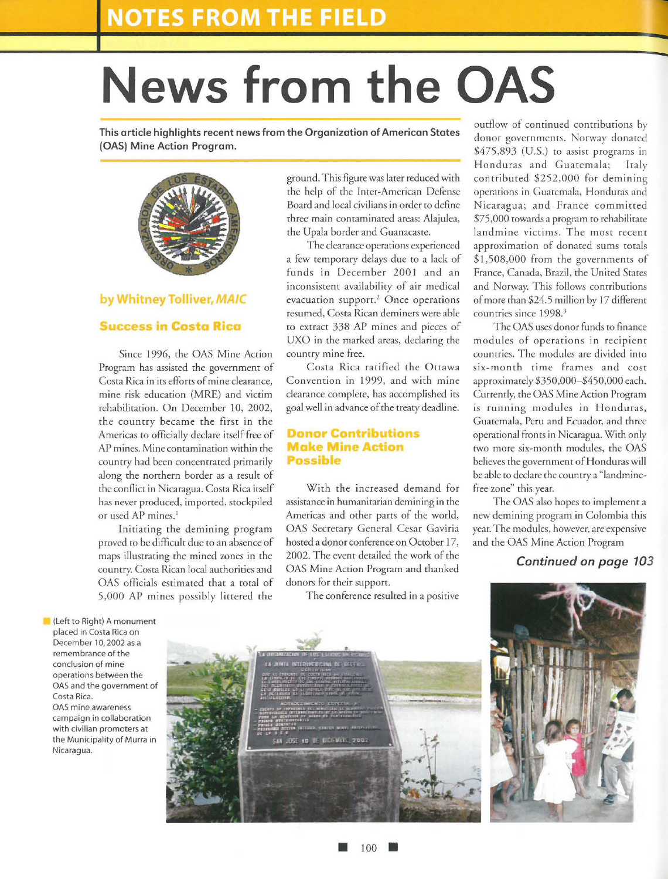# News from the OAS

**This article highlights recent news from the Organization of American States (OAS) Mine Action Program.**

**by Whitney Tolliver, *MAIC***

## Success in Costa Rica

Since 1996, the OAS Mine Action Program has assisted the government of Costa Rica in its efforts of mine clearance, mine risk education (MRE) and victim rehabilitation. On December 10, 2002, the country became the first in the Americas to officially declare itself free of AP mines. Mine contamination within the country had been concentrated primarily along the northern border as a result of the conflict in Nicaragua. Costa Rica itself has never produced, imported, stockpiled or used AP mines.[1]

Initiating the demining program proved to be difficult due to an absence of maps illustrating the mined zones in the country. Costa Rican local authorities and OAS officials estimated that a total of 5,000 AP mines possibly littered the ground. This figure was later reduced with the help of the Inter-American Defense Board and local civilians in order to define three main contaminated areas: Alajulea, the Upala border and Guanacaste.

The clearance operations experienced a few temporary delays due to a lack of funds in December 2001 and an inconsistent availability of air medical evacuation support.[2] Once operations resumed, Costa Rican deminers were able to extract 338 AP mines and pieces of UXO in the marked areas, declaring the country mine free.

Costa Rica ratified the Ottawa Convention in 1999, and with mine clearance complete, has accomplished its goal well in advance of the treaty deadline.

## Donor Contributions Make Mine Action Possible

With the increased demand for assistance in humanitarian demining in the Americas and other parts of the world, OAS Secretary General Cesar Gaviria hosted a donor conference on October 17, 2002. The event detailed the work of the OAS Mine Action Program and thanked donors for their support.

The conference resulted in a positive outflow of continued contributions by donor governments. Norway donated $475,893 (U.S.) to assist programs in Honduras and Guatemala; Italy contributed $252,000 for demining operations in Guatemala, Honduras and Nicaragua; and France committed $75,000 towards a program to rehabilitate landmine victims. The most recent approximation of donated sums totals $1,508,000 from the governments of France, Canada, Brazil, the United States and Norway. This follows contributions of more than $24.5 million by 17 different countries since 1998.[3]

The OAS uses donor funds to finance modules of operations in recipient countries. The modules are divided into six-month time frames and cost approximately $350,000–$450,000 each. Currently, the OAS Mine Action Program is running modules in Honduras, Guatemala, Peru and Ecuador, and three operational fronts in Nicaragua. With only two more six-month modules, the OAS believes the government of Honduras will be able to declare the country a "landmine-free zone" this year.

The OAS also hopes to implement a new demining program in Colombia this year. The modules, however, are expensive and the OAS Mine Action Program

***Continued on page 103***

(Left to Right) A monument placed in Costa Rica on December 10, 2002 as a remembrance of the conclusion of mine operations between the OAS and the government of Costa Rica.
OAS mine awareness campaign in collaboration with civilian promoters at the Municipality of Murra in Nicaragua.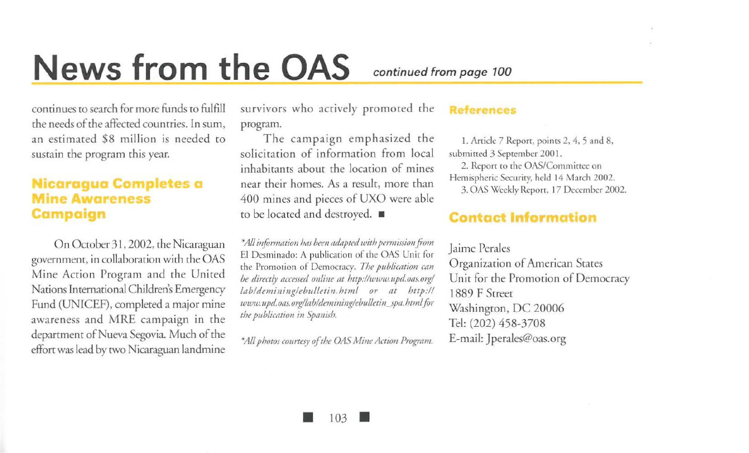# News from the OAS *continued from page 100*

continues to search for more funds to fulfill the needs of the affected countries. In sum, an estimated $8 million is needed to sustain the program this year.

## Nicaragua Completes a Mine Awareness Campaign

On October 31, 2002, the Nicaraguan government, in collaboration with the OAS Mine Action Program and the United Nations International Children's Emergency Fund (UNICEF), completed a major mine awareness and MRE campaign in the department of Nueva Segovia. Much of the effort was lead by two Nicaraguan landmine survivors who actively promoted the program.

The campaign emphasized the solicitation of information from local inhabitants about the location of mines near their homes. As a result, more than 400 mines and pieces of UXO were able to be located and destroyed. ■

*\*All information has been adapted with permission from* El Desminado: A publication of the OAS Unit for the Promotion of Democracy. *The publication can be directly accessed online at http://www.upd.oas.org/lab/demining/ebulletin.html or at http://www.upd.oas.org/lab/demining/ebulletin_spa.html for the publication in Spanish.*

*\*All photos courtesy of the OAS Mine Action Program.*

## References

1. Article 7 Report, points 2, 4, 5 and 8, submitted 3 September 2001.
2. Report to the OAS/Committee on Hemispheric Security, held 14 March 2002.
3. OAS Weekly Report, 17 December 2002.

## Contact Information

Jaime Perales
Organization of American States
Unit for the Promotion of Democracy
1889 F Street
Washington, DC 20006
Tel: (202) 458-3708
E-mail: Jperales@oas.org